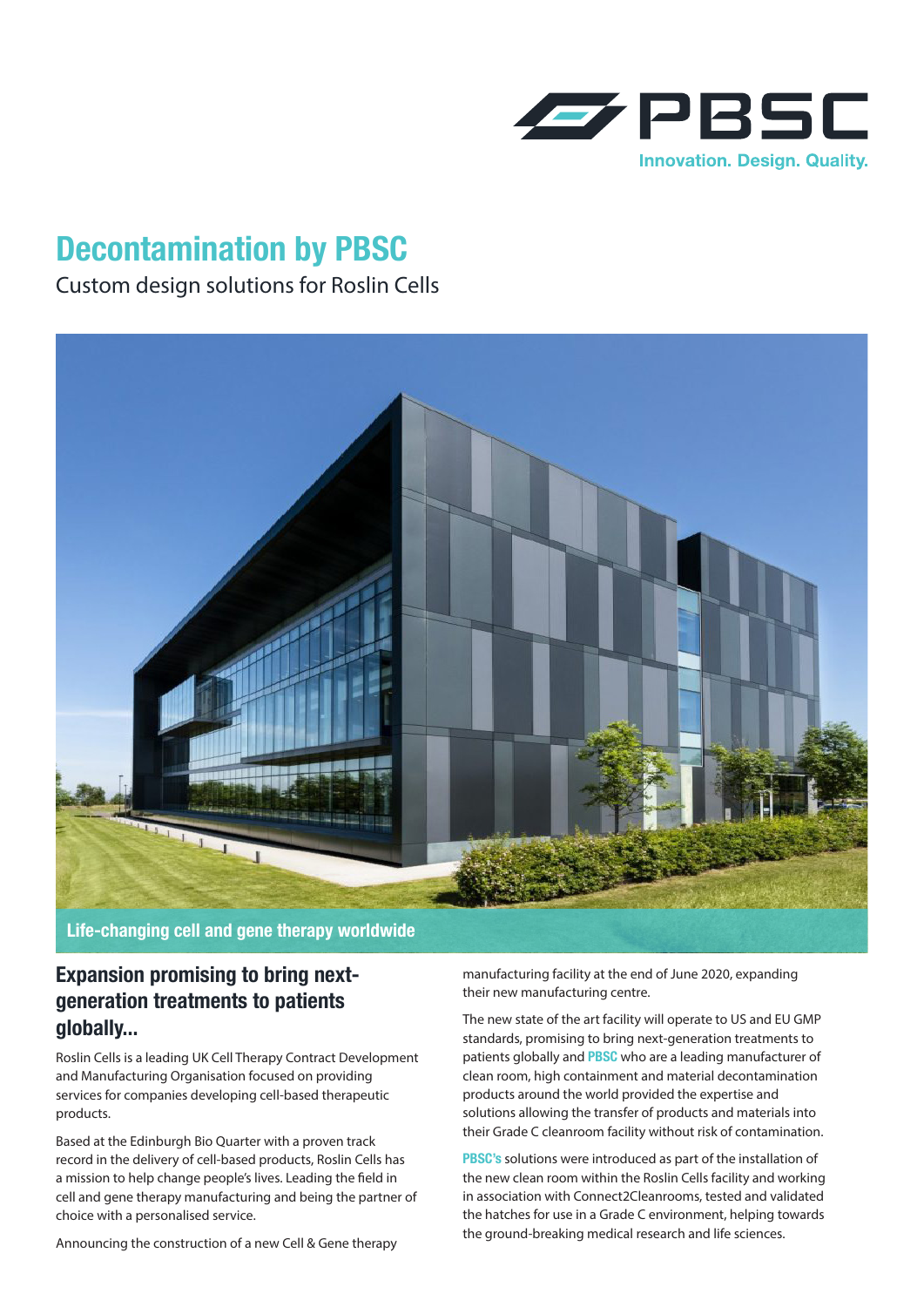PBSC

Innovation. Design. Quality.

# Decontamination by PBSC

Custom design solutions for Roslin Cells

**Life-changing cell and gene therapy worldwide**

## Expansion promising to bring next-generation treatments to patients globally...

Roslin Cells is a leading UK Cell Therapy Contract Development and Manufacturing Organisation focused on providing services for companies developing cell-based therapeutic products.

Based at the Edinburgh Bio Quarter with a proven track record in the delivery of cell-based products, Roslin Cells has a mission to help change people's lives. Leading the field in cell and gene therapy manufacturing and being the partner of choice with a personalised service.

Announcing the construction of a new Cell & Gene therapy manufacturing facility at the end of June 2020, expanding their new manufacturing centre.

The new state of the art facility will operate to US and EU GMP standards, promising to bring next-generation treatments to patients globally and **PBSC** who are a leading manufacturer of clean room, high containment and material decontamination products around the world provided the expertise and solutions allowing the transfer of products and materials into their Grade C cleanroom facility without risk of contamination.

**PBSC's** solutions were introduced as part of the installation of the new clean room within the Roslin Cells facility and working in association with Connect2Cleanrooms, tested and validated the hatches for use in a Grade C environment, helping towards the ground-breaking medical research and life sciences.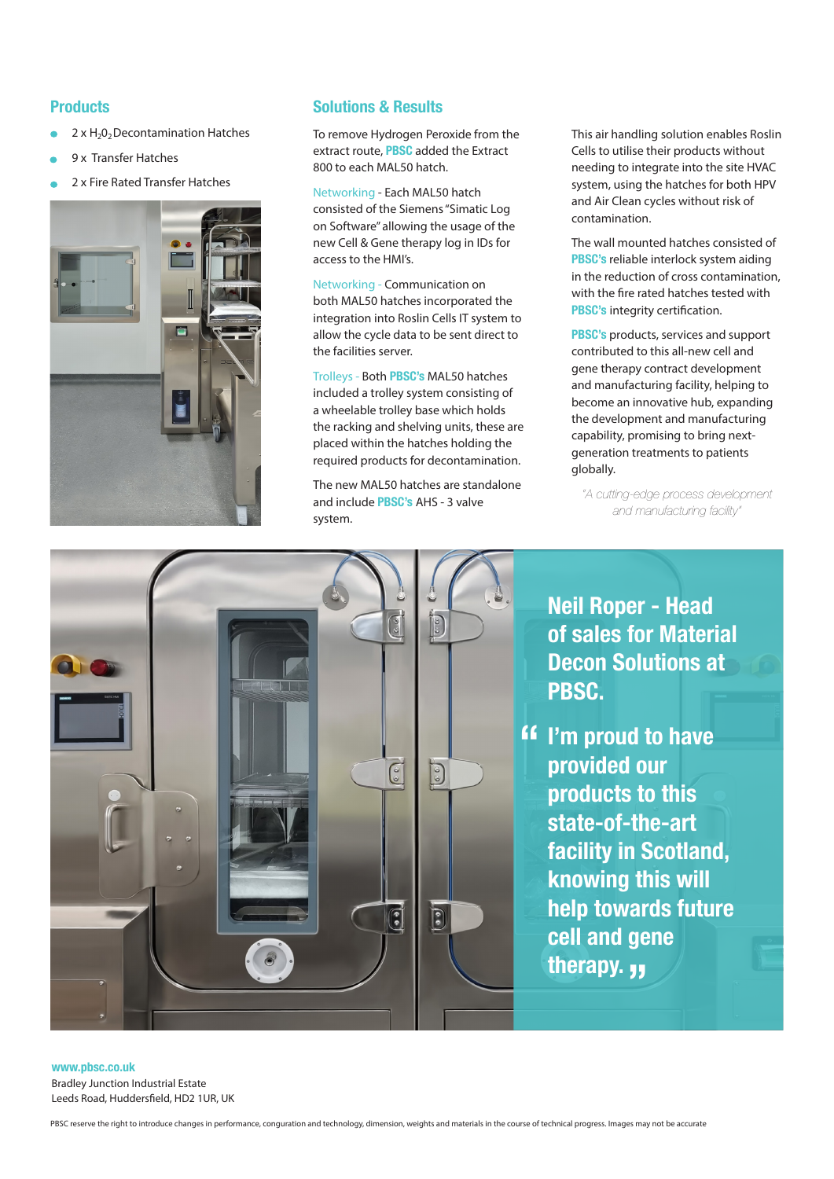## Products

- 2 x $H_2O_2$ Decontamination Hatches
- 9 x Transfer Hatches
- 2 x Fire Rated Transfer Hatches

## Solutions & Results

To remove Hydrogen Peroxide from the extract route, **PBSC** added the Extract 800 to each MAL50 hatch.

Networking - Each MAL50 hatch consisted of the Siemens "Simatic Log on Software" allowing the usage of the new Cell & Gene therapy log in IDs for access to the HMI's.

Networking - Communication on both MAL50 hatches incorporated the integration into Roslin Cells IT system to allow the cycle data to be sent direct to the facilities server.

Trolleys - Both **PBSC's** MAL50 hatches included a trolley system consisting of a wheelable trolley base which holds the racking and shelving units, these are placed within the hatches holding the required products for decontamination.

The new MAL50 hatches are standalone and include **PBSC's** AHS - 3 valve system.

This air handling solution enables Roslin Cells to utilise their products without needing to integrate into the site HVAC system, using the hatches for both HPV and Air Clean cycles without risk of contamination.

The wall mounted hatches consisted of **PBSC's** reliable interlock system aiding in the reduction of cross contamination, with the fire rated hatches tested with **PBSC's** integrity certification.

**PBSC's** products, services and support contributed to this all-new cell and gene therapy contract development and manufacturing facility, helping to become an innovative hub, expanding the development and manufacturing capability, promising to bring next-generation treatments to patients globally.

*"A cutting-edge process development and manufacturing facility"*

## Neil Roper - Head of sales for Material Decon Solutions at PBSC.

**"I'm proud to have provided our products to this state-of-the-art facility in Scotland, knowing this will help towards future cell and gene therapy."**

**www.pbsc.co.uk**
Bradley Junction Industrial Estate
Leeds Road, Huddersfield, HD2 1UR, UK

PBSC reserve the right to introduce changes in performance, conguration and technology, dimension, weights and materials in the course of technical progress. Images may not be accurate